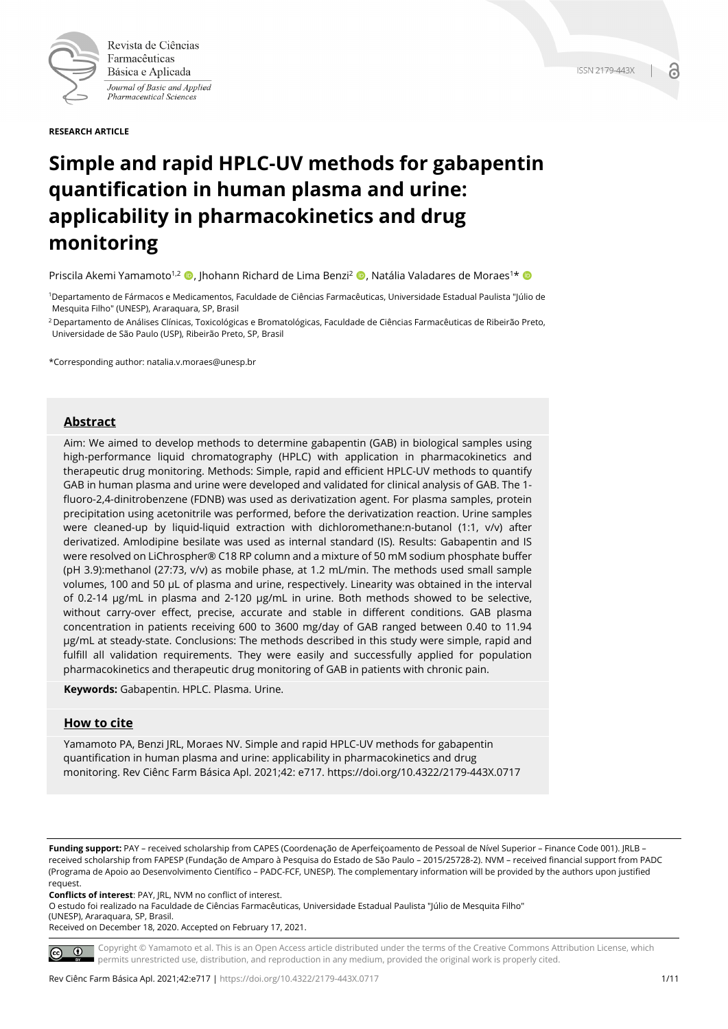Revista de Ciências Farmacêuticas Básica e Aplicada

*Journal of Basic and Applied Pharmaceutical Sciences*

ISSN 2179-443X

**RESEARCH ARTICLE**

# Simple and rapid HPLC-UV methods for gabapentin quantification in human plasma and urine: applicability in pharmacokinetics and drug monitoring

Priscila Akemi Yamamoto[1,2], Jhohann Richard de Lima Benzi[2], Natália Valadares de Moraes[1]*

[1]Departamento de Fármacos e Medicamentos, Faculdade de Ciências Farmacêuticas, Universidade Estadual Paulista "Júlio de Mesquita Filho" (UNESP), Araraquara, SP, Brasil

[2]Departamento de Análises Clínicas, Toxicológicas e Bromatológicas, Faculdade de Ciências Farmacêuticas de Ribeirão Preto, Universidade de São Paulo (USP), Ribeirão Preto, SP, Brasil

*Corresponding author: natalia.v.moraes@unesp.br

## Abstract

Aim: We aimed to develop methods to determine gabapentin (GAB) in biological samples using high-performance liquid chromatography (HPLC) with application in pharmacokinetics and therapeutic drug monitoring. Methods: Simple, rapid and efficient HPLC-UV methods to quantify GAB in human plasma and urine were developed and validated for clinical analysis of GAB. The 1-fluoro-2,4-dinitrobenzene (FDNB) was used as derivatization agent. For plasma samples, protein precipitation using acetonitrile was performed, before the derivatization reaction. Urine samples were cleaned-up by liquid-liquid extraction with dichloromethane:n-butanol (1:1, v/v) after derivatized. Amlodipine besilate was used as internal standard (IS). Results: Gabapentin and IS were resolved on LiChrospher® C18 RP column and a mixture of 50 mM sodium phosphate buffer (pH 3.9):methanol (27:73, v/v) as mobile phase, at 1.2 mL/min. The methods used small sample volumes, 100 and 50 µL of plasma and urine, respectively. Linearity was obtained in the interval of 0.2-14 µg/mL in plasma and 2-120 µg/mL in urine. Both methods showed to be selective, without carry-over effect, precise, accurate and stable in different conditions. GAB plasma concentration in patients receiving 600 to 3600 mg/day of GAB ranged between 0.40 to 11.94 µg/mL at steady-state. Conclusions: The methods described in this study were simple, rapid and fulfill all validation requirements. They were easily and successfully applied for population pharmacokinetics and therapeutic drug monitoring of GAB in patients with chronic pain.

**Keywords:** Gabapentin. HPLC. Plasma. Urine.

## How to cite

Yamamoto PA, Benzi JRL, Moraes NV. Simple and rapid HPLC-UV methods for gabapentin quantification in human plasma and urine: applicability in pharmacokinetics and drug monitoring. Rev Ciênc Farm Básica Apl. 2021;42: e717. https://doi.org/10.4322/2179-443X.0717

**Funding support:** PAY – received scholarship from CAPES (Coordenação de Aperfeiçoamento de Pessoal de Nível Superior – Finance Code 001). JRLB – received scholarship from FAPESP (Fundação de Amparo à Pesquisa do Estado de São Paulo – 2015/25728-2). NVM – received financial support from PADC (Programa de Apoio ao Desenvolvimento Científico – PADC-FCF, UNESP). The complementary information will be provided by the authors upon justified request.

**Conflicts of interest**: PAY, JRL, NVM no conflict of interest.

O estudo foi realizado na Faculdade de Ciências Farmacêuticas, Universidade Estadual Paulista "Júlio de Mesquita Filho" (UNESP), Araraquara, SP, Brasil.

Received on December 18, 2020. Accepted on February 17, 2021.

Copyright © Yamamoto et al. This is an Open Access article distributed under the terms of the Creative Commons Attribution License, which permits unrestricted use, distribution, and reproduction in any medium, provided the original work is properly cited.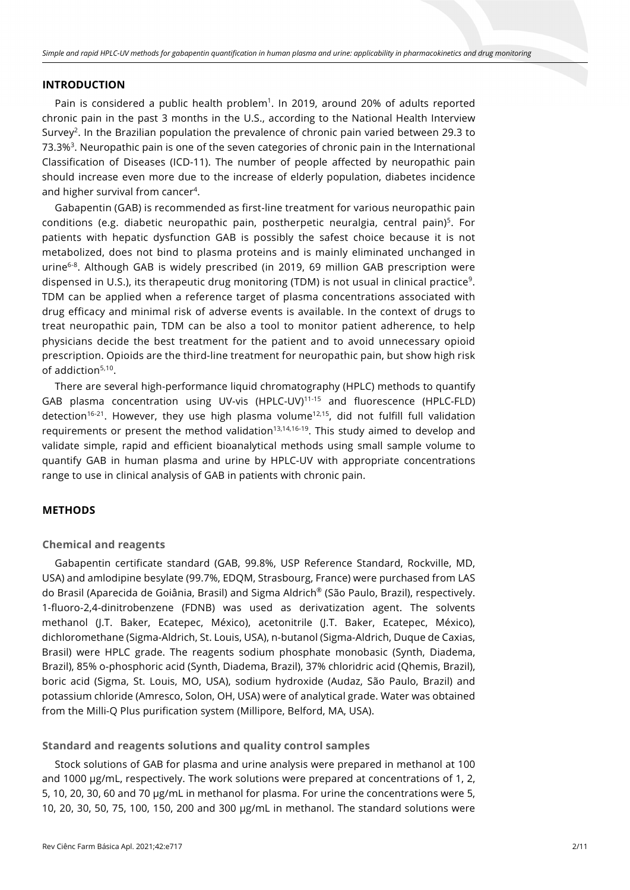## INTRODUCTION

Pain is considered a public health problem[1]. In 2019, around 20% of adults reported chronic pain in the past 3 months in the U.S., according to the National Health Interview Survey[2]. In the Brazilian population the prevalence of chronic pain varied between 29.3 to 73.3%[3]. Neuropathic pain is one of the seven categories of chronic pain in the International Classification of Diseases (ICD-11). The number of people affected by neuropathic pain should increase even more due to the increase of elderly population, diabetes incidence and higher survival from cancer[4].

Gabapentin (GAB) is recommended as first-line treatment for various neuropathic pain conditions (e.g. diabetic neuropathic pain, postherpetic neuralgia, central pain)[5]. For patients with hepatic dysfunction GAB is possibly the safest choice because it is not metabolized, does not bind to plasma proteins and is mainly eliminated unchanged in urine[6-8]. Although GAB is widely prescribed (in 2019, 69 million GAB prescription were dispensed in U.S.), its therapeutic drug monitoring (TDM) is not usual in clinical practice[9]. TDM can be applied when a reference target of plasma concentrations associated with drug efficacy and minimal risk of adverse events is available. In the context of drugs to treat neuropathic pain, TDM can be also a tool to monitor patient adherence, to help physicians decide the best treatment for the patient and to avoid unnecessary opioid prescription. Opioids are the third-line treatment for neuropathic pain, but show high risk of addiction[5,10].

There are several high-performance liquid chromatography (HPLC) methods to quantify GAB plasma concentration using UV-vis (HPLC-UV)[11-15] and fluorescence (HPLC-FLD) detection[16-21]. However, they use high plasma volume[12,15], did not fulfill full validation requirements or present the method validation[13,14,16-19]. This study aimed to develop and validate simple, rapid and efficient bioanalytical methods using small sample volume to quantify GAB in human plasma and urine by HPLC-UV with appropriate concentrations range to use in clinical analysis of GAB in patients with chronic pain.

## METHODS

### Chemical and reagents

Gabapentin certificate standard (GAB, 99.8%, USP Reference Standard, Rockville, MD, USA) and amlodipine besylate (99.7%, EDQM, Strasbourg, France) were purchased from LAS do Brasil (Aparecida de Goiânia, Brasil) and Sigma Aldrich® (São Paulo, Brazil), respectively. 1-fluoro-2,4-dinitrobenzene (FDNB) was used as derivatization agent. The solvents methanol (J.T. Baker, Ecatepec, México), acetonitrile (J.T. Baker, Ecatepec, México), dichloromethane (Sigma-Aldrich, St. Louis, USA), n-butanol (Sigma-Aldrich, Duque de Caxias, Brasil) were HPLC grade. The reagents sodium phosphate monobasic (Synth, Diadema, Brazil), 85% o-phosphoric acid (Synth, Diadema, Brazil), 37% chloridric acid (Qhemis, Brazil), boric acid (Sigma, St. Louis, MO, USA), sodium hydroxide (Audaz, São Paulo, Brazil) and potassium chloride (Amresco, Solon, OH, USA) were of analytical grade. Water was obtained from the Milli-Q Plus purification system (Millipore, Belford, MA, USA).

### Standard and reagents solutions and quality control samples

Stock solutions of GAB for plasma and urine analysis were prepared in methanol at 100 and 1000 µg/mL, respectively. The work solutions were prepared at concentrations of 1, 2, 5, 10, 20, 30, 60 and 70 µg/mL in methanol for plasma. For urine the concentrations were 5, 10, 20, 30, 50, 75, 100, 150, 200 and 300 µg/mL in methanol. The standard solutions were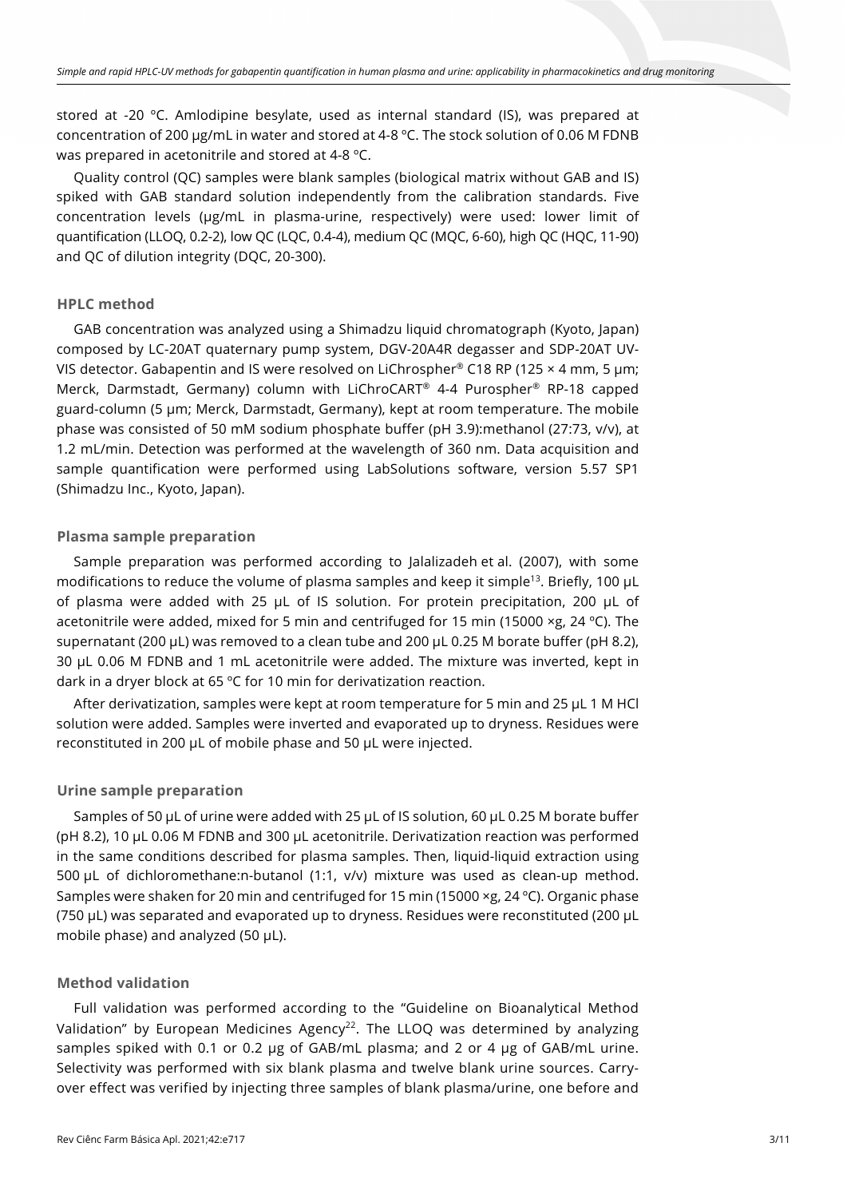stored at -20 °C. Amlodipine besylate, used as internal standard (IS), was prepared at concentration of 200 μg/mL in water and stored at 4-8 °C. The stock solution of 0.06 M FDNB was prepared in acetonitrile and stored at 4-8 °C.

Quality control (QC) samples were blank samples (biological matrix without GAB and IS) spiked with GAB standard solution independently from the calibration standards. Five concentration levels (μg/mL in plasma-urine, respectively) were used: lower limit of quantification (LLOQ, 0.2-2), low QC (LQC, 0.4-4), medium QC (MQC, 6-60), high QC (HQC, 11-90) and QC of dilution integrity (DQC, 20-300).

### HPLC method

GAB concentration was analyzed using a Shimadzu liquid chromatograph (Kyoto, Japan) composed by LC-20AT quaternary pump system, DGV-20A4R degasser and SDP-20AT UV-VIS detector. Gabapentin and IS were resolved on LiChrospher® C18 RP (125 × 4 mm, 5 μm; Merck, Darmstadt, Germany) column with LiChroCART® 4-4 Purospher® RP-18 capped guard-column (5 μm; Merck, Darmstadt, Germany), kept at room temperature. The mobile phase was consisted of 50 mM sodium phosphate buffer (pH 3.9):methanol (27:73, v/v), at 1.2 mL/min. Detection was performed at the wavelength of 360 nm. Data acquisition and sample quantification were performed using LabSolutions software, version 5.57 SP1 (Shimadzu Inc., Kyoto, Japan).

### Plasma sample preparation

Sample preparation was performed according to Jalalizadeh et al. (2007), with some modifications to reduce the volume of plasma samples and keep it simple[13]. Briefly, 100 μL of plasma were added with 25 μL of IS solution. For protein precipitation, 200 μL of acetonitrile were added, mixed for 5 min and centrifuged for 15 min (15000 ×g, 24 °C). The supernatant (200 μL) was removed to a clean tube and 200 μL 0.25 M borate buffer (pH 8.2), 30 μL 0.06 M FDNB and 1 mL acetonitrile were added. The mixture was inverted, kept in dark in a dryer block at 65 °C for 10 min for derivatization reaction.

After derivatization, samples were kept at room temperature for 5 min and 25 μL 1 M HCl solution were added. Samples were inverted and evaporated up to dryness. Residues were reconstituted in 200 μL of mobile phase and 50 μL were injected.

### Urine sample preparation

Samples of 50 μL of urine were added with 25 μL of IS solution, 60 μL 0.25 M borate buffer (pH 8.2), 10 μL 0.06 M FDNB and 300 μL acetonitrile. Derivatization reaction was performed in the same conditions described for plasma samples. Then, liquid-liquid extraction using 500 μL of dichloromethane:n-butanol (1:1, v/v) mixture was used as clean-up method. Samples were shaken for 20 min and centrifuged for 15 min (15000 ×g, 24 °C). Organic phase (750 μL) was separated and evaporated up to dryness. Residues were reconstituted (200 μL mobile phase) and analyzed (50 μL).

### Method validation

Full validation was performed according to the "Guideline on Bioanalytical Method Validation" by European Medicines Agency[22]. The LLOQ was determined by analyzing samples spiked with 0.1 or 0.2 μg of GAB/mL plasma; and 2 or 4 μg of GAB/mL urine. Selectivity was performed with six blank plasma and twelve blank urine sources. Carry-over effect was verified by injecting three samples of blank plasma/urine, one before and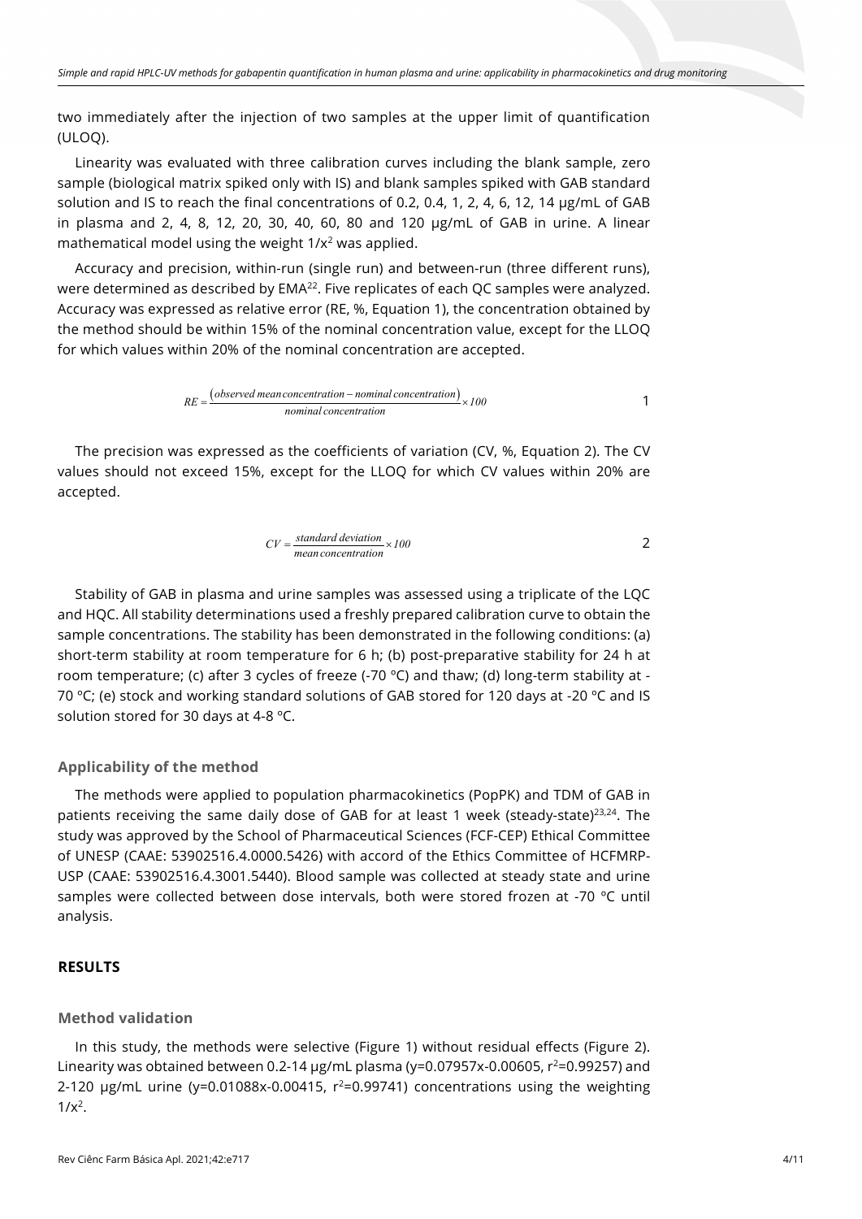two immediately after the injection of two samples at the upper limit of quantification (ULOQ).

Linearity was evaluated with three calibration curves including the blank sample, zero sample (biological matrix spiked only with IS) and blank samples spiked with GAB standard solution and IS to reach the final concentrations of 0.2, 0.4, 1, 2, 4, 6, 12, 14 µg/mL of GAB in plasma and 2, 4, 8, 12, 20, 30, 40, 60, 80 and 120 µg/mL of GAB in urine. A linear mathematical model using the weight $1/x^2$ was applied.

Accuracy and precision, within-run (single run) and between-run (three different runs), were determined as described by EMA[22]. Five replicates of each QC samples were analyzed. Accuracy was expressed as relative error (RE, %, Equation 1), the concentration obtained by the method should be within 15% of the nominal concentration value, except for the LLOQ for which values within 20% of the nominal concentration are accepted.

$$RE = \frac{(observed\ mean\ concentration - nominal\ concentration)}{nominal\ concentration} \times 100 \quad (1)$$

The precision was expressed as the coefficients of variation (CV, %, Equation 2). The CV values should not exceed 15%, except for the LLOQ for which CV values within 20% are accepted.

$$CV = \frac{standard\ deviation}{mean\ concentration} \times 100 \quad (2)$$

Stability of GAB in plasma and urine samples was assessed using a triplicate of the LQC and HQC. All stability determinations used a freshly prepared calibration curve to obtain the sample concentrations. The stability has been demonstrated in the following conditions: (a) short-term stability at room temperature for 6 h; (b) post-preparative stability for 24 h at room temperature; (c) after 3 cycles of freeze (-70 ºC) and thaw; (d) long-term stability at -70 ºC; (e) stock and working standard solutions of GAB stored for 120 days at -20 ºC and IS solution stored for 30 days at 4-8 ºC.

### Applicability of the method

The methods were applied to population pharmacokinetics (PopPK) and TDM of GAB in patients receiving the same daily dose of GAB for at least 1 week (steady-state)[23,24]. The study was approved by the School of Pharmaceutical Sciences (FCF-CEP) Ethical Committee of UNESP (CAAE: 53902516.4.0000.5426) with accord of the Ethics Committee of HCFMRP-USP (CAAE: 53902516.4.3001.5440). Blood sample was collected at steady state and urine samples were collected between dose intervals, both were stored frozen at -70 ºC until analysis.

## RESULTS

### Method validation

In this study, the methods were selective (Figure 1) without residual effects (Figure 2). Linearity was obtained between 0.2-14 µg/mL plasma ($y=0.07957x-0.00605$, $r^2=0.99257$) and 2-120 µg/mL urine ($y=0.01088x-0.00415$, $r^2=0.99741$) concentrations using the weighting $1/x^2$.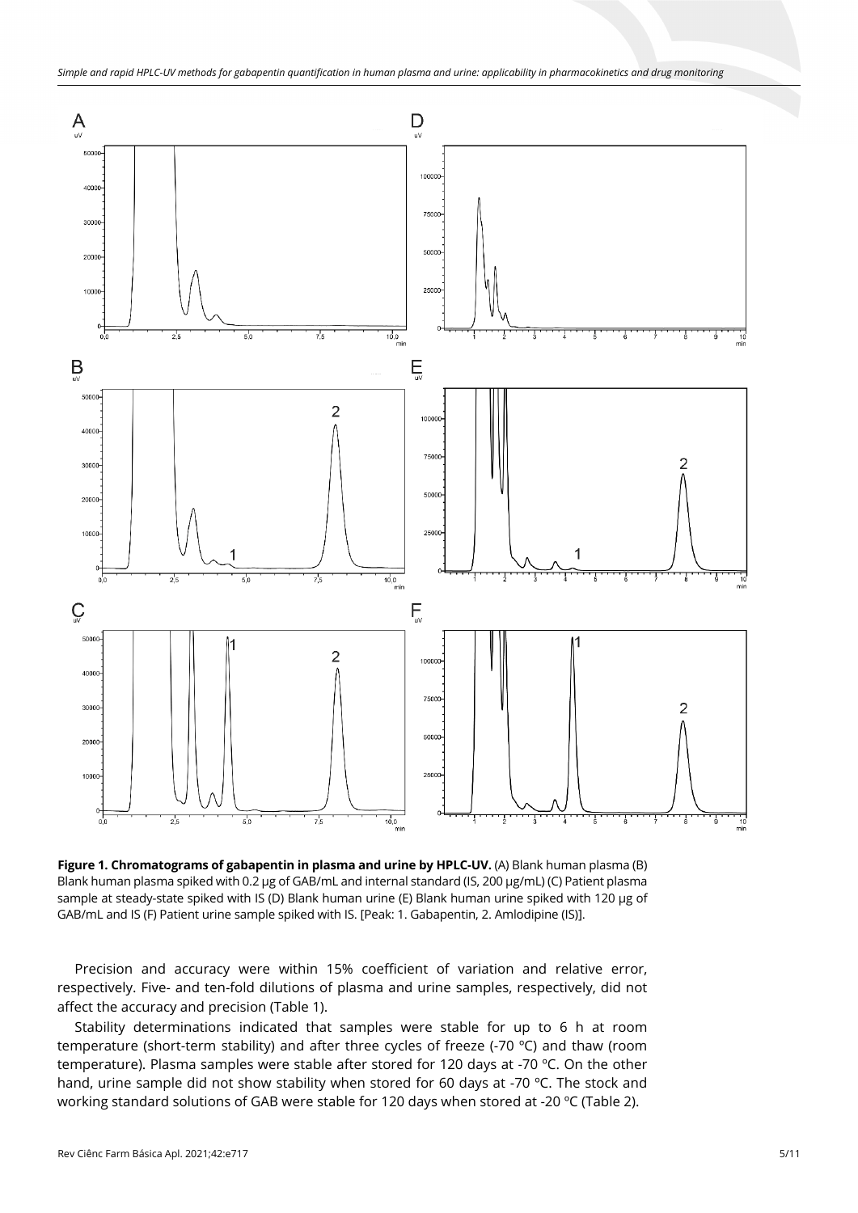**Figure 1. Chromatograms of gabapentin in plasma and urine by HPLC-UV.** (A) Blank human plasma (B) Blank human plasma spiked with 0.2 µg of GAB/mL and internal standard (IS, 200 µg/mL) (C) Patient plasma sample at steady-state spiked with IS (D) Blank human urine (E) Blank human urine spiked with 120 µg of GAB/mL and IS (F) Patient urine sample spiked with IS. [Peak: 1. Gabapentin, 2. Amlodipine (IS)].

Precision and accuracy were within 15% coefficient of variation and relative error, respectively. Five- and ten-fold dilutions of plasma and urine samples, respectively, did not affect the accuracy and precision (Table 1).

Stability determinations indicated that samples were stable for up to 6 h at room temperature (short-term stability) and after three cycles of freeze (-70 ºC) and thaw (room temperature). Plasma samples were stable after stored for 120 days at -70 ºC. On the other hand, urine sample did not show stability when stored for 60 days at -70 ºC. The stock and working standard solutions of GAB were stable for 120 days when stored at -20 ºC (Table 2).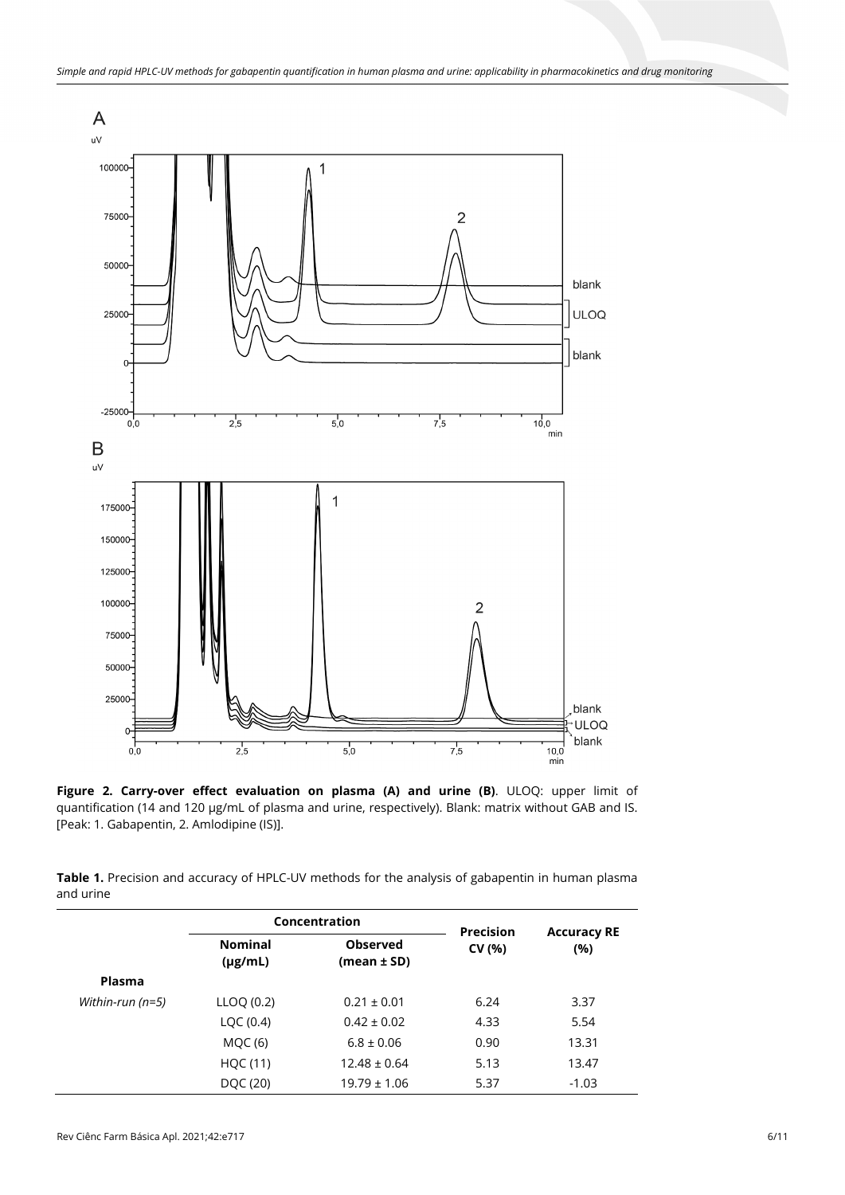**Figure 2. Carry-over effect evaluation on plasma (A) and urine (B)**. ULOQ: upper limit of quantification (14 and 120 μg/mL of plasma and urine, respectively). Blank: matrix without GAB and IS. [Peak: 1. Gabapentin, 2. Amlodipine (IS)].

**Table 1.** Precision and accuracy of HPLC-UV methods for the analysis of gabapentin in human plasma and urine

| | Concentration | | Precision CV (%) | Accuracy RE (%) |
|---|---|---|---|---|
| | Nominal (μg/mL) | Observed (mean ± SD) | | |
| **Plasma** | | | | |
| *Within-run (n=5)* | LLOQ (0.2) | 0.21 ± 0.01 | 6.24 | 3.37 |
| | LQC (0.4) | 0.42 ± 0.02 | 4.33 | 5.54 |
| | MQC (6) | 6.8 ± 0.06 | 0.90 | 13.31 |
| | HQC (11) | 12.48 ± 0.64 | 5.13 | 13.47 |
| | DQC (20) | 19.79 ± 1.06 | 5.37 | -1.03 |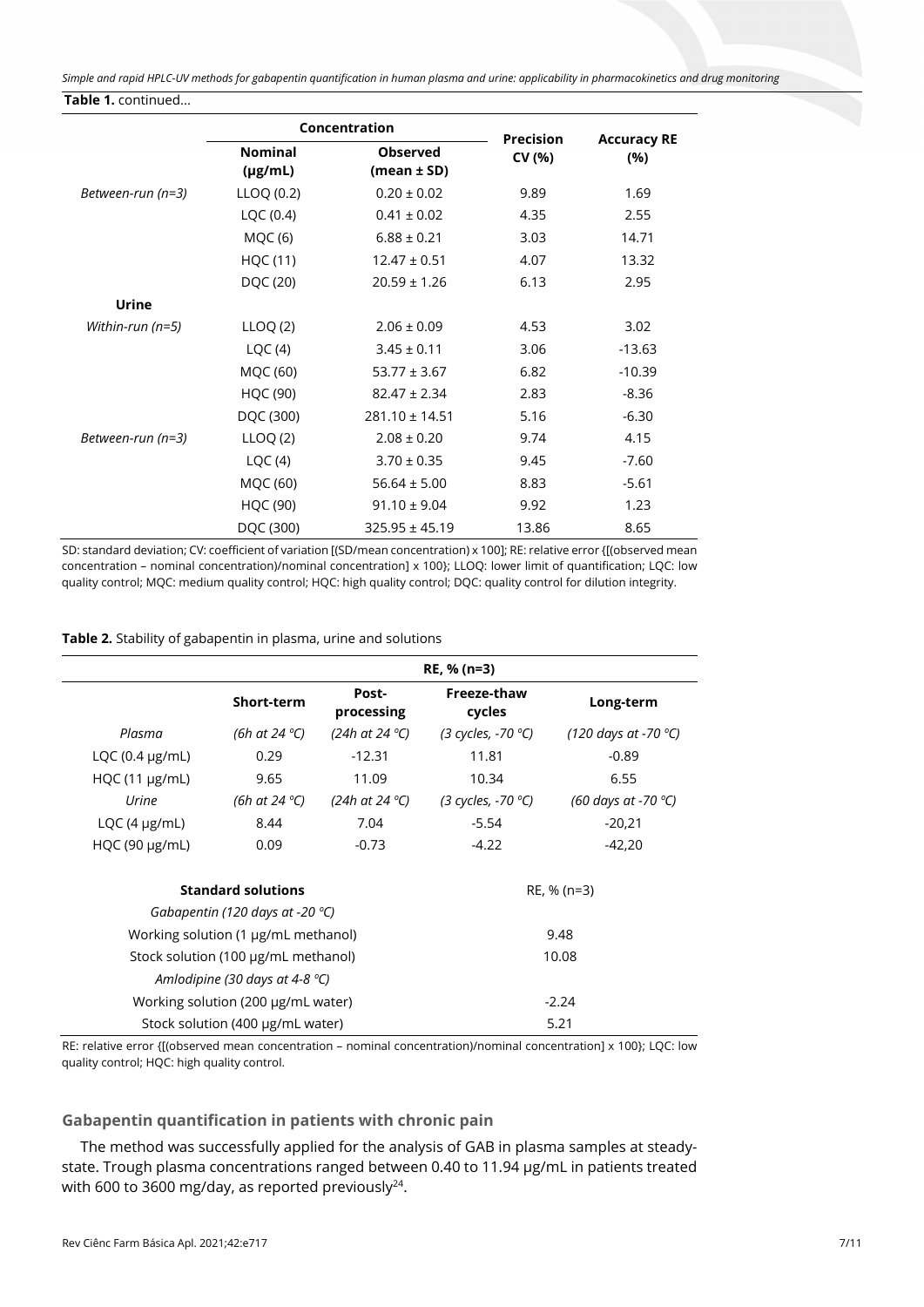**Table 1.** continued...

| | Concentration | | Precision CV (%) | Accuracy RE (%) |
|---|---|---|---|---|
| | Nominal (μg/mL) | Observed (mean ± SD) | | |
| *Between-run (n=3)* | LLOQ (0.2) | 0.20 ± 0.02 | 9.89 | 1.69 |
| | LQC (0.4) | 0.41 ± 0.02 | 4.35 | 2.55 |
| | MQC (6) | 6.88 ± 0.21 | 3.03 | 14.71 |
| | HQC (11) | 12.47 ± 0.51 | 4.07 | 13.32 |
| | DQC (20) | 20.59 ± 1.26 | 6.13 | 2.95 |
| **Urine** | | | | |
| *Within-run (n=5)* | LLOQ (2) | 2.06 ± 0.09 | 4.53 | 3.02 |
| | LQC (4) | 3.45 ± 0.11 | 3.06 | -13.63 |
| | MQC (60) | 53.77 ± 3.67 | 6.82 | -10.39 |
| | HQC (90) | 82.47 ± 2.34 | 2.83 | -8.36 |
| | DQC (300) | 281.10 ± 14.51 | 5.16 | -6.30 |
| *Between-run (n=3)* | LLOQ (2) | 2.08 ± 0.20 | 9.74 | 4.15 |
| | LQC (4) | 3.70 ± 0.35 | 9.45 | -7.60 |
| | MQC (60) | 56.64 ± 5.00 | 8.83 | -5.61 |
| | HQC (90) | 91.10 ± 9.04 | 9.92 | 1.23 |
| | DQC (300) | 325.95 ± 45.19 | 13.86 | 8.65 |

SD: standard deviation; CV: coefficient of variation [(SD/mean concentration) x 100]; RE: relative error {[(observed mean concentration – nominal concentration)/nominal concentration] x 100}; LLOQ: lower limit of quantification; LQC: low quality control; MQC: medium quality control; HQC: high quality control; DQC: quality control for dilution integrity.

**Table 2.** Stability of gabapentin in plasma, urine and solutions

| | RE, % (n=3) | | | |
|---|---|---|---|---|
| | Short-term | Post-processing | Freeze-thaw cycles | Long-term |
| *Plasma* | *(6h at 24 °C)* | *(24h at 24 °C)* | *(3 cycles, -70 °C)* | *(120 days at -70 °C)* |
| LQC (0.4 μg/mL) | 0.29 | -12.31 | 11.81 | -0.89 |
| HQC (11 μg/mL) | 9.65 | 11.09 | 10.34 | 6.55 |
| *Urine* | *(6h at 24 °C)* | *(24h at 24 °C)* | *(3 cycles, -70 °C)* | *(60 days at -70 °C)* |
| LQC (4 μg/mL) | 8.44 | 7.04 | -5.54 | -20,21 |
| HQC (90 μg/mL) | 0.09 | -0.73 | -4.22 | -42,20 |

| **Standard solutions** | RE, % (n=3) |
|---|---|
| *Gabapentin (120 days at -20 °C)* | |
| Working solution (1 μg/mL methanol) | 9.48 |
| Stock solution (100 μg/mL methanol) | 10.08 |
| *Amlodipine (30 days at 4-8 °C)* | |
| Working solution (200 μg/mL water) | -2.24 |
| Stock solution (400 μg/mL water) | 5.21 |

RE: relative error {[(observed mean concentration – nominal concentration)/nominal concentration] x 100}; LQC: low quality control; HQC: high quality control.

### Gabapentin quantification in patients with chronic pain

The method was successfully applied for the analysis of GAB in plasma samples at steady-state. Trough plasma concentrations ranged between 0.40 to 11.94 μg/mL in patients treated with 600 to 3600 mg/day, as reported previously[24].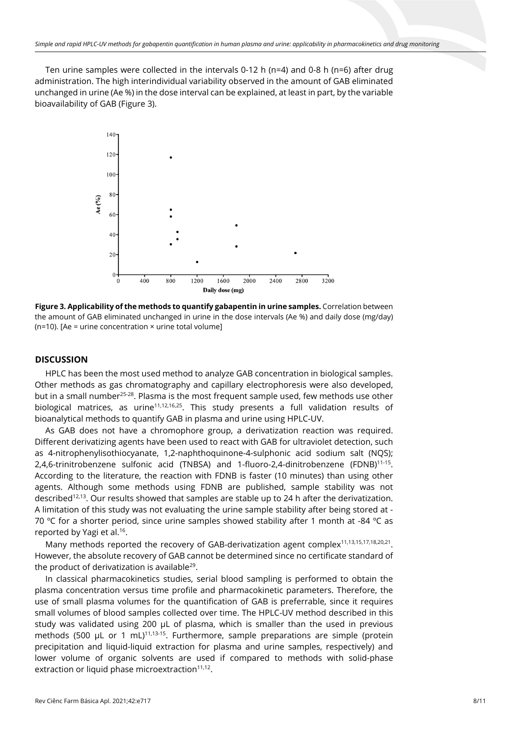Ten urine samples were collected in the intervals 0-12 h (n=4) and 0-8 h (n=6) after drug administration. The high interindividual variability observed in the amount of GAB eliminated unchanged in urine (Ae %) in the dose interval can be explained, at least in part, by the variable bioavailability of GAB (Figure 3).

**Figure 3. Applicability of the methods to quantify gabapentin in urine samples.** Correlation between the amount of GAB eliminated unchanged in urine in the dose intervals (Ae %) and daily dose (mg/day) (n=10). [Ae = urine concentration × urine total volume]

## DISCUSSION

HPLC has been the most used method to analyze GAB concentration in biological samples. Other methods as gas chromatography and capillary electrophoresis were also developed, but in a small number[25-28]. Plasma is the most frequent sample used, few methods use other biological matrices, as urine[11,12,16,25]. This study presents a full validation results of bioanalytical methods to quantify GAB in plasma and urine using HPLC-UV.

As GAB does not have a chromophore group, a derivatization reaction was required. Different derivatizing agents have been used to react with GAB for ultraviolet detection, such as 4-nitrophenylisothiocyanate, 1,2-naphthoquinone-4-sulphonic acid sodium salt (NQS); 2,4,6-trinitrobenzene sulfonic acid (TNBSA) and 1-fluoro-2,4-dinitrobenzene (FDNB)[11-15]. According to the literature, the reaction with FDNB is faster (10 minutes) than using other agents. Although some methods using FDNB are published, sample stability was not described[12,13]. Our results showed that samples are stable up to 24 h after the derivatization. A limitation of this study was not evaluating the urine sample stability after being stored at -70 °C for a shorter period, since urine samples showed stability after 1 month at -84 °C as reported by Yagi et al.[16].

Many methods reported the recovery of GAB-derivatization agent complex[11,13,15,17,18,20,21]. However, the absolute recovery of GAB cannot be determined since no certificate standard of the product of derivatization is available[29].

In classical pharmacokinetics studies, serial blood sampling is performed to obtain the plasma concentration versus time profile and pharmacokinetic parameters. Therefore, the use of small plasma volumes for the quantification of GAB is preferrable, since it requires small volumes of blood samples collected over time. The HPLC-UV method described in this study was validated using 200 µL of plasma, which is smaller than the used in previous methods (500 µL or 1 mL)[11,13-15]. Furthermore, sample preparations are simple (protein precipitation and liquid-liquid extraction for plasma and urine samples, respectively) and lower volume of organic solvents are used if compared to methods with solid-phase extraction or liquid phase microextraction[11,12].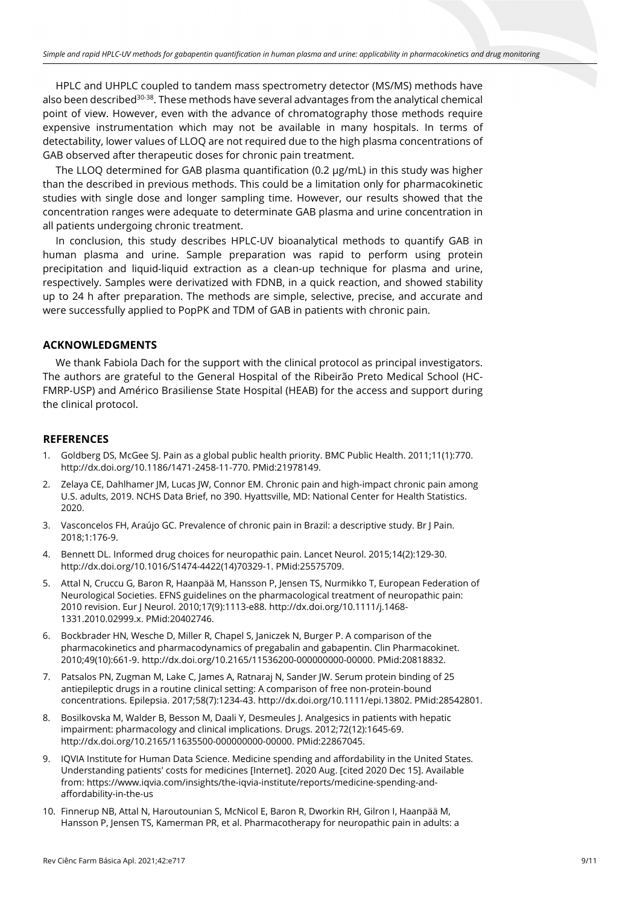HPLC and UHPLC coupled to tandem mass spectrometry detector (MS/MS) methods have also been described[30-38]. These methods have several advantages from the analytical chemical point of view. However, even with the advance of chromatography those methods require expensive instrumentation which may not be available in many hospitals. In terms of detectability, lower values of LLOQ are not required due to the high plasma concentrations of GAB observed after therapeutic doses for chronic pain treatment.

The LLOQ determined for GAB plasma quantification (0.2 µg/mL) in this study was higher than the described in previous methods. This could be a limitation only for pharmacokinetic studies with single dose and longer sampling time. However, our results showed that the concentration ranges were adequate to determinate GAB plasma and urine concentration in all patients undergoing chronic treatment.

In conclusion, this study describes HPLC-UV bioanalytical methods to quantify GAB in human plasma and urine. Sample preparation was rapid to perform using protein precipitation and liquid-liquid extraction as a clean-up technique for plasma and urine, respectively. Samples were derivatized with FDNB, in a quick reaction, and showed stability up to 24 h after preparation. The methods are simple, selective, precise, and accurate and were successfully applied to PopPK and TDM of GAB in patients with chronic pain.

## ACKNOWLEDGMENTS

We thank Fabiola Dach for the support with the clinical protocol as principal investigators. The authors are grateful to the General Hospital of the Ribeirão Preto Medical School (HC-FMRP-USP) and Américo Brasiliense State Hospital (HEAB) for the access and support during the clinical protocol.

## REFERENCES

1. Goldberg DS, McGee SJ. Pain as a global public health priority. BMC Public Health. 2011;11(1):770. http://dx.doi.org/10.1186/1471-2458-11-770. PMid:21978149.
2. Zelaya CE, Dahlhamer JM, Lucas JW, Connor EM. Chronic pain and high-impact chronic pain among U.S. adults, 2019. NCHS Data Brief, no 390. Hyattsville, MD: National Center for Health Statistics. 2020.
3. Vasconcelos FH, Araújo GC. Prevalence of chronic pain in Brazil: a descriptive study. Br J Pain. 2018;1:176-9.
4. Bennett DL. Informed drug choices for neuropathic pain. Lancet Neurol. 2015;14(2):129-30. http://dx.doi.org/10.1016/S1474-4422(14)70329-1. PMid:25575709.
5. Attal N, Cruccu G, Baron R, Haanpää M, Hansson P, Jensen TS, Nurmikko T, European Federation of Neurological Societies. EFNS guidelines on the pharmacological treatment of neuropathic pain: 2010 revision. Eur J Neurol. 2010;17(9):1113-e88. http://dx.doi.org/10.1111/j.1468-1331.2010.02999.x. PMid:20402746.
6. Bockbrader HN, Wesche D, Miller R, Chapel S, Janiczek N, Burger P. A comparison of the pharmacokinetics and pharmacodynamics of pregabalin and gabapentin. Clin Pharmacokinet. 2010;49(10):661-9. http://dx.doi.org/10.2165/11536200-000000000-00000. PMid:20818832.
7. Patsalos PN, Zugman M, Lake C, James A, Ratnaraj N, Sander JW. Serum protein binding of 25 antiepileptic drugs in a routine clinical setting: A comparison of free non-protein-bound concentrations. Epilepsia. 2017;58(7):1234-43. http://dx.doi.org/10.1111/epi.13802. PMid:28542801.
8. Bosilkovska M, Walder B, Besson M, Daali Y, Desmeules J. Analgesics in patients with hepatic impairment: pharmacology and clinical implications. Drugs. 2012;72(12):1645-69. http://dx.doi.org/10.2165/11635500-000000000-00000. PMid:22867045.
9. IQVIA Institute for Human Data Science. Medicine spending and affordability in the United States. Understanding patients' costs for medicines [Internet]. 2020 Aug. [cited 2020 Dec 15]. Available from: https://www.iqvia.com/insights/the-iqvia-institute/reports/medicine-spending-and-affordability-in-the-us
10. Finnerup NB, Attal N, Haroutounian S, McNicol E, Baron R, Dworkin RH, Gilron I, Haanpää M, Hansson P, Jensen TS, Kamerman PR, et al. Pharmacotherapy for neuropathic pain in adults: a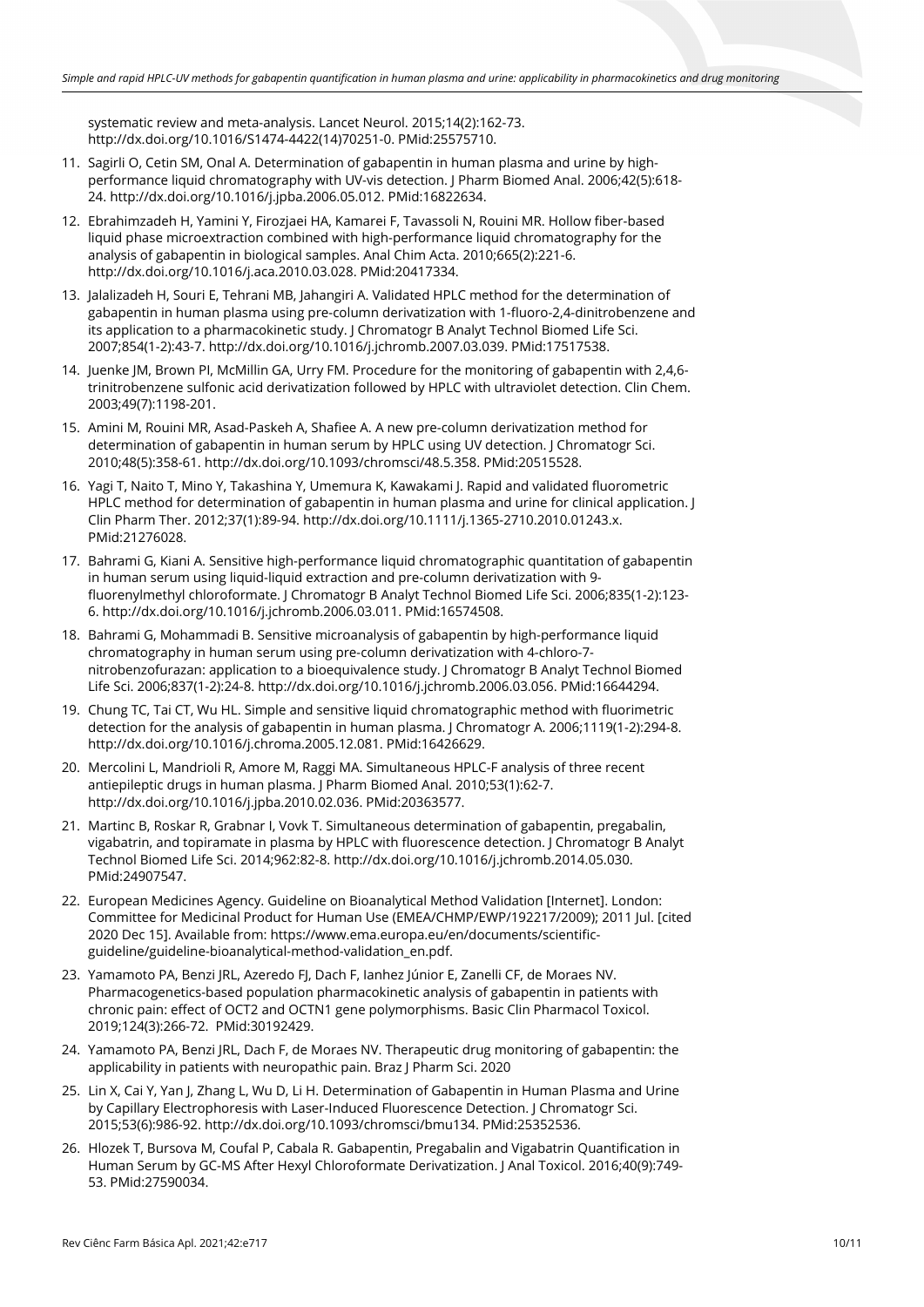systematic review and meta-analysis. Lancet Neurol. 2015;14(2):162-73. http://dx.doi.org/10.1016/S1474-4422(14)70251-0. PMid:25575710.

11. Sagirli O, Cetin SM, Onal A. Determination of gabapentin in human plasma and urine by high-performance liquid chromatography with UV-vis detection. J Pharm Biomed Anal. 2006;42(5):618-24. http://dx.doi.org/10.1016/j.jpba.2006.05.012. PMid:16822634.
12. Ebrahimzadeh H, Yamini Y, Firozjaei HA, Kamarei F, Tavassoli N, Rouini MR. Hollow fiber-based liquid phase microextraction combined with high-performance liquid chromatography for the analysis of gabapentin in biological samples. Anal Chim Acta. 2010;665(2):221-6. http://dx.doi.org/10.1016/j.aca.2010.03.028. PMid:20417334.
13. Jalalizadeh H, Souri E, Tehrani MB, Jahangiri A. Validated HPLC method for the determination of gabapentin in human plasma using pre-column derivatization with 1-fluoro-2,4-dinitrobenzene and its application to a pharmacokinetic study. J Chromatogr B Analyt Technol Biomed Life Sci. 2007;854(1-2):43-7. http://dx.doi.org/10.1016/j.jchromb.2007.03.039. PMid:17517538.
14. Juenke JM, Brown PI, McMillin GA, Urry FM. Procedure for the monitoring of gabapentin with 2,4,6-trinitrobenzene sulfonic acid derivatization followed by HPLC with ultraviolet detection. Clin Chem. 2003;49(7):1198-201.
15. Amini M, Rouini MR, Asad-Paskeh A, Shafiee A. A new pre-column derivatization method for determination of gabapentin in human serum by HPLC using UV detection. J Chromatogr Sci. 2010;48(5):358-61. http://dx.doi.org/10.1093/chromsci/48.5.358. PMid:20515528.
16. Yagi T, Naito T, Mino Y, Takashina Y, Umemura K, Kawakami J. Rapid and validated fluorometric HPLC method for determination of gabapentin in human plasma and urine for clinical application. J Clin Pharm Ther. 2012;37(1):89-94. http://dx.doi.org/10.1111/j.1365-2710.2010.01243.x. PMid:21276028.
17. Bahrami G, Kiani A. Sensitive high-performance liquid chromatographic quantitation of gabapentin in human serum using liquid-liquid extraction and pre-column derivatization with 9-fluorenylmethyl chloroformate. J Chromatogr B Analyt Technol Biomed Life Sci. 2006;835(1-2):123-6. http://dx.doi.org/10.1016/j.jchromb.2006.03.011. PMid:16574508.
18. Bahrami G, Mohammadi B. Sensitive microanalysis of gabapentin by high-performance liquid chromatography in human serum using pre-column derivatization with 4-chloro-7-nitrobenzofurazan: application to a bioequivalence study. J Chromatogr B Analyt Technol Biomed Life Sci. 2006;837(1-2):24-8. http://dx.doi.org/10.1016/j.jchromb.2006.03.056. PMid:16644294.
19. Chung TC, Tai CT, Wu HL. Simple and sensitive liquid chromatographic method with fluorimetric detection for the analysis of gabapentin in human plasma. J Chromatogr A. 2006;1119(1-2):294-8. http://dx.doi.org/10.1016/j.chroma.2005.12.081. PMid:16426629.
20. Mercolini L, Mandrioli R, Amore M, Raggi MA. Simultaneous HPLC-F analysis of three recent antiepileptic drugs in human plasma. J Pharm Biomed Anal. 2010;53(1):62-7. http://dx.doi.org/10.1016/j.jpba.2010.02.036. PMid:20363577.
21. Martinc B, Roskar R, Grabnar I, Vovk T. Simultaneous determination of gabapentin, pregabalin, vigabatrin, and topiramate in plasma by HPLC with fluorescence detection. J Chromatogr B Analyt Technol Biomed Life Sci. 2014;962:82-8. http://dx.doi.org/10.1016/j.jchromb.2014.05.030. PMid:24907547.
22. European Medicines Agency. Guideline on Bioanalytical Method Validation [Internet]. London: Committee for Medicinal Product for Human Use (EMEA/CHMP/EWP/192217/2009); 2011 Jul. [cited 2020 Dec 15]. Available from: https://www.ema.europa.eu/en/documents/scientific-guideline/guideline-bioanalytical-method-validation_en.pdf.
23. Yamamoto PA, Benzi JRL, Azeredo FJ, Dach F, Ianhez Júnior E, Zanelli CF, de Moraes NV. Pharmacogenetics-based population pharmacokinetic analysis of gabapentin in patients with chronic pain: effect of OCT2 and OCTN1 gene polymorphisms. Basic Clin Pharmacol Toxicol. 2019;124(3):266-72. PMid:30192429.
24. Yamamoto PA, Benzi JRL, Dach F, de Moraes NV. Therapeutic drug monitoring of gabapentin: the applicability in patients with neuropathic pain. Braz J Pharm Sci. 2020
25. Lin X, Cai Y, Yan J, Zhang L, Wu D, Li H. Determination of Gabapentin in Human Plasma and Urine by Capillary Electrophoresis with Laser-Induced Fluorescence Detection. J Chromatogr Sci. 2015;53(6):986-92. http://dx.doi.org/10.1093/chromsci/bmu134. PMid:25352536.
26. Hlozek T, Bursova M, Coufal P, Cabala R. Gabapentin, Pregabalin and Vigabatrin Quantification in Human Serum by GC-MS After Hexyl Chloroformate Derivatization. J Anal Toxicol. 2016;40(9):749-53. PMid:27590034.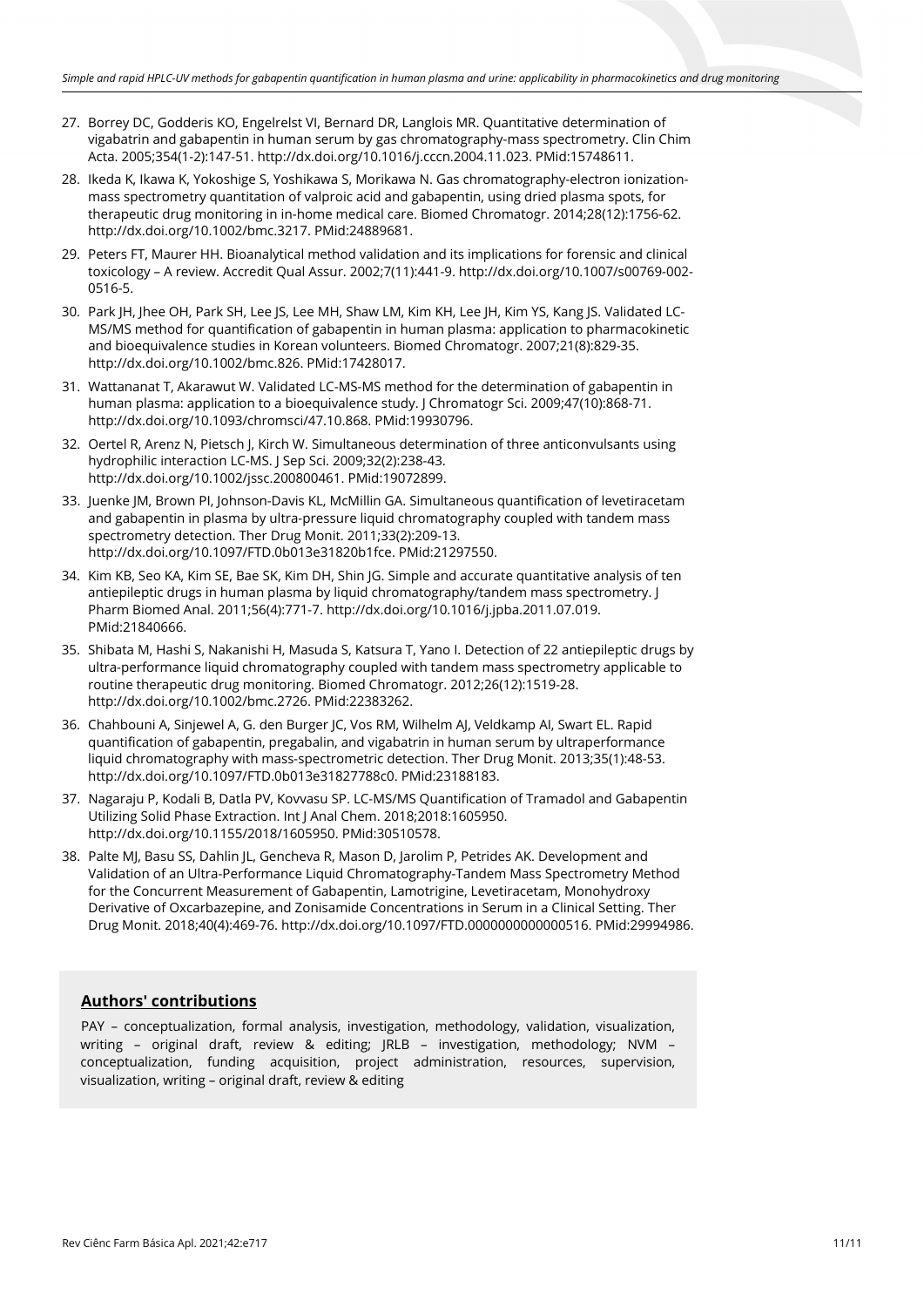27. Borrey DC, Godderis KO, Engelrelst VI, Bernard DR, Langlois MR. Quantitative determination of vigabatrin and gabapentin in human serum by gas chromatography-mass spectrometry. Clin Chim Acta. 2005;354(1-2):147-51. http://dx.doi.org/10.1016/j.cccn.2004.11.023. PMid:15748611.
28. Ikeda K, Ikawa K, Yokoshige S, Yoshikawa S, Morikawa N. Gas chromatography-electron ionization-mass spectrometry quantitation of valproic acid and gabapentin, using dried plasma spots, for therapeutic drug monitoring in in-home medical care. Biomed Chromatogr. 2014;28(12):1756-62. http://dx.doi.org/10.1002/bmc.3217. PMid:24889681.
29. Peters FT, Maurer HH. Bioanalytical method validation and its implications for forensic and clinical toxicology – A review. Accredit Qual Assur. 2002;7(11):441-9. http://dx.doi.org/10.1007/s00769-002-0516-5.
30. Park JH, Jhee OH, Park SH, Lee JS, Lee MH, Shaw LM, Kim KH, Lee JH, Kim YS, Kang JS. Validated LC-MS/MS method for quantification of gabapentin in human plasma: application to pharmacokinetic and bioequivalence studies in Korean volunteers. Biomed Chromatogr. 2007;21(8):829-35. http://dx.doi.org/10.1002/bmc.826. PMid:17428017.
31. Wattananat T, Akarawut W. Validated LC-MS-MS method for the determination of gabapentin in human plasma: application to a bioequivalence study. J Chromatogr Sci. 2009;47(10):868-71. http://dx.doi.org/10.1093/chromsci/47.10.868. PMid:19930796.
32. Oertel R, Arenz N, Pietsch J, Kirch W. Simultaneous determination of three anticonvulsants using hydrophilic interaction LC-MS. J Sep Sci. 2009;32(2):238-43. http://dx.doi.org/10.1002/jssc.200800461. PMid:19072899.
33. Juenke JM, Brown PI, Johnson-Davis KL, McMillin GA. Simultaneous quantification of levetiracetam and gabapentin in plasma by ultra-pressure liquid chromatography coupled with tandem mass spectrometry detection. Ther Drug Monit. 2011;33(2):209-13. http://dx.doi.org/10.1097/FTD.0b013e31820b1fce. PMid:21297550.
34. Kim KB, Seo KA, Kim SE, Bae SK, Kim DH, Shin JG. Simple and accurate quantitative analysis of ten antiepileptic drugs in human plasma by liquid chromatography/tandem mass spectrometry. J Pharm Biomed Anal. 2011;56(4):771-7. http://dx.doi.org/10.1016/j.jpba.2011.07.019. PMid:21840666.
35. Shibata M, Hashi S, Nakanishi H, Masuda S, Katsura T, Yano I. Detection of 22 antiepileptic drugs by ultra-performance liquid chromatography coupled with tandem mass spectrometry applicable to routine therapeutic drug monitoring. Biomed Chromatogr. 2012;26(12):1519-28. http://dx.doi.org/10.1002/bmc.2726. PMid:22383262.
36. Chahbouni A, Sinjewel A, G. den Burger JC, Vos RM, Wilhelm AJ, Veldkamp AI, Swart EL. Rapid quantification of gabapentin, pregabalin, and vigabatrin in human serum by ultraperformance liquid chromatography with mass-spectrometric detection. Ther Drug Monit. 2013;35(1):48-53. http://dx.doi.org/10.1097/FTD.0b013e31827788c0. PMid:23188183.
37. Nagaraju P, Kodali B, Datla PV, Kovvasu SP. LC-MS/MS Quantification of Tramadol and Gabapentin Utilizing Solid Phase Extraction. Int J Anal Chem. 2018;2018:1605950. http://dx.doi.org/10.1155/2018/1605950. PMid:30510578.
38. Palte MJ, Basu SS, Dahlin JL, Gencheva R, Mason D, Jarolim P, Petrides AK. Development and Validation of an Ultra-Performance Liquid Chromatography-Tandem Mass Spectrometry Method for the Concurrent Measurement of Gabapentin, Lamotrigine, Levetiracetam, Monohydroxy Derivative of Oxcarbazepine, and Zonisamide Concentrations in Serum in a Clinical Setting. Ther Drug Monit. 2018;40(4):469-76. http://dx.doi.org/10.1097/FTD.0000000000000516. PMid:29994986.

## Authors' contributions

PAY – conceptualization, formal analysis, investigation, methodology, validation, visualization, writing – original draft, review & editing; JRLB – investigation, methodology; NVM – conceptualization, funding acquisition, project administration, resources, supervision, visualization, writing – original draft, review & editing